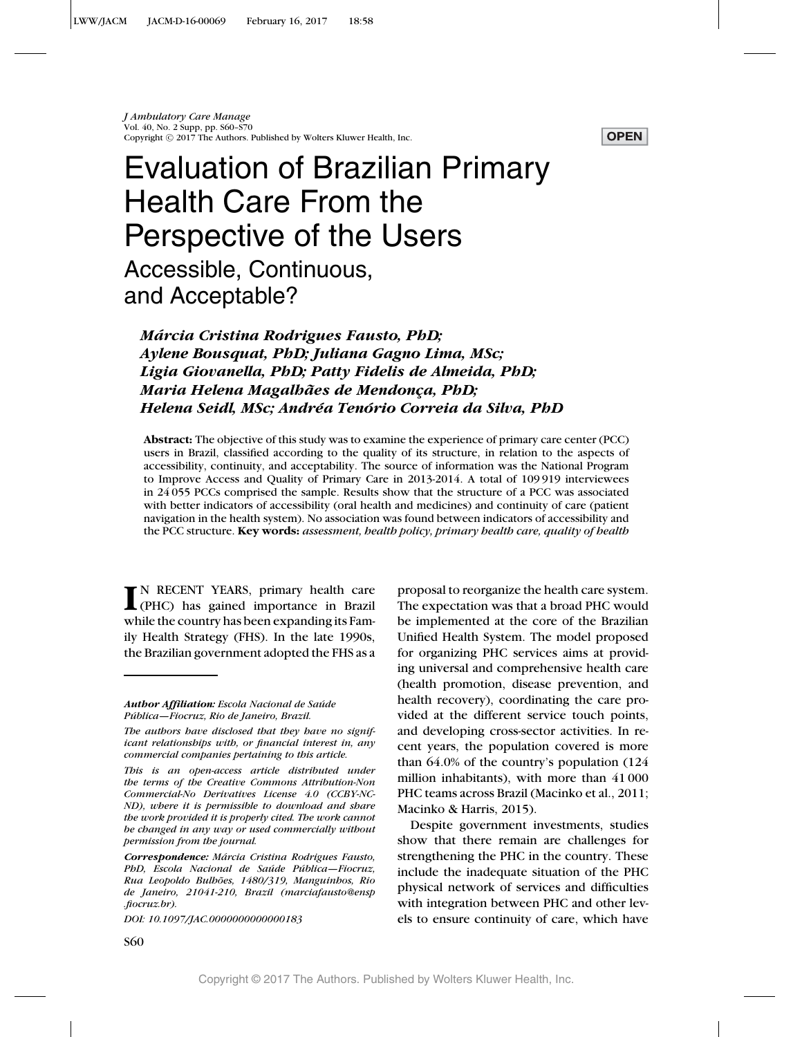# Evaluation of Brazilian Primary Health Care From the Perspective of the Users

## Accessible, Continuous, and Acceptable?

***Márcia Cristina Rodrigues Fausto, PhD; Aylene Bousquat, PhD; Juliana Gagno Lima, MSc; Ligia Giovanella, PhD; Patty Fidelis de Almeida, PhD; Maria Helena Magalhães de Mendonça, PhD; Helena Seidl, MSc; Andréa Tenório Correia da Silva, PhD***

**Abstract:** The objective of this study was to examine the experience of primary care center (PCC) users in Brazil, classified according to the quality of its structure, in relation to the aspects of accessibility, continuity, and acceptability. The source of information was the National Program to Improve Access and Quality of Primary Care in 2013-2014. A total of 109 919 interviewees in 24 055 PCCs comprised the sample. Results show that the structure of a PCC was associated with better indicators of accessibility (oral health and medicines) and continuity of care (patient navigation in the health system). No association was found between indicators of accessibility and the PCC structure. **Key words:** *assessment, health policy, primary health care, quality of health*

IN RECENT YEARS, primary health care (PHC) has gained importance in Brazil while the country has been expanding its Family Health Strategy (FHS). In the late 1990s, the Brazilian government adopted the FHS as a proposal to reorganize the health care system. The expectation was that a broad PHC would be implemented at the core of the Brazilian Unified Health System. The model proposed for organizing PHC services aims at providing universal and comprehensive health care (health promotion, disease prevention, and health recovery), coordinating the care provided at the different service touch points, and developing cross-sector activities. In recent years, the population covered is more than 64.0% of the country's population (124 million inhabitants), with more than 41 000 PHC teams across Brazil (Macinko et al., 2011; Macinko & Harris, 2015).

Despite government investments, studies show that there remain are challenges for strengthening the PHC in the country. These include the inadequate situation of the PHC physical network of services and difficulties with integration between PHC and other levels to ensure continuity of care, which have

---

***Author Affiliation:*** *Escola Nacional de Saúde Pública—Fiocruz, Rio de Janeiro, Brazil.*

*The authors have disclosed that they have no significant relationships with, or financial interest in, any commercial companies pertaining to this article.*

*This is an open-access article distributed under the terms of the Creative Commons Attribution-Non Commercial-No Derivatives License 4.0 (CCBY-NC-ND), where it is permissible to download and share the work provided it is properly cited. The work cannot be changed in any way or used commercially without permission from the journal.*

***Correspondence:*** *Márcia Cristina Rodrigues Fausto, PhD, Escola Nacional de Saúde Pública—Fiocruz, Rua Leopoldo Bulhões, 1480/319, Manguinhos, Rio de Janeiro, 21041-210, Brazil (marciafausto@ensp.fiocruz.br).*

*DOI: 10.1097/JAC.0000000000000183*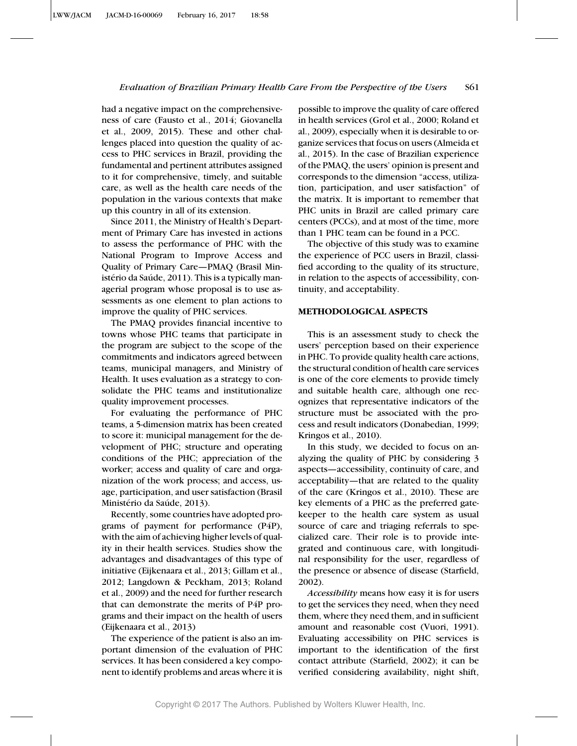had a negative impact on the comprehensiveness of care (Fausto et al., 2014; Giovanella et al., 2009, 2015). These and other challenges placed into question the quality of access to PHC services in Brazil, providing the fundamental and pertinent attributes assigned to it for comprehensive, timely, and suitable care, as well as the health care needs of the population in the various contexts that make up this country in all of its extension.

Since 2011, the Ministry of Health's Department of Primary Care has invested in actions to assess the performance of PHC with the National Program to Improve Access and Quality of Primary Care—PMAQ (Brasil Ministério da Saúde, 2011). This is a typically managerial program whose proposal is to use assessments as one element to plan actions to improve the quality of PHC services.

The PMAQ provides financial incentive to towns whose PHC teams that participate in the program are subject to the scope of the commitments and indicators agreed between teams, municipal managers, and Ministry of Health. It uses evaluation as a strategy to consolidate the PHC teams and institutionalize quality improvement processes.

For evaluating the performance of PHC teams, a 5-dimension matrix has been created to score it: municipal management for the development of PHC; structure and operating conditions of the PHC; appreciation of the worker; access and quality of care and organization of the work process; and access, usage, participation, and user satisfaction (Brasil Ministério da Saúde, 2013).

Recently, some countries have adopted programs of payment for performance (P4P), with the aim of achieving higher levels of quality in their health services. Studies show the advantages and disadvantages of this type of initiative (Eijkenaara et al., 2013; Gillam et al., 2012; Langdown & Peckham, 2013; Roland et al., 2009) and the need for further research that can demonstrate the merits of P4P programs and their impact on the health of users (Eijkenaara et al., 2013)

The experience of the patient is also an important dimension of the evaluation of PHC services. It has been considered a key component to identify problems and areas where it is possible to improve the quality of care offered in health services (Grol et al., 2000; Roland et al., 2009), especially when it is desirable to organize services that focus on users (Almeida et al., 2015). In the case of Brazilian experience of the PMAQ, the users' opinion is present and corresponds to the dimension "access, utilization, participation, and user satisfaction" of the matrix. It is important to remember that PHC units in Brazil are called primary care centers (PCCs), and at most of the time, more than 1 PHC team can be found in a PCC.

The objective of this study was to examine the experience of PCC users in Brazil, classified according to the quality of its structure, in relation to the aspects of accessibility, continuity, and acceptability.

## METHODOLOGICAL ASPECTS

This is an assessment study to check the users' perception based on their experience in PHC. To provide quality health care actions, the structural condition of health care services is one of the core elements to provide timely and suitable health care, although one recognizes that representative indicators of the structure must be associated with the process and result indicators (Donabedian, 1999; Kringos et al., 2010).

In this study, we decided to focus on analyzing the quality of PHC by considering 3 aspects—accessibility, continuity of care, and acceptability—that are related to the quality of the care (Kringos et al., 2010). These are key elements of a PHC as the preferred gatekeeper to the health care system as usual source of care and triaging referrals to specialized care. Their role is to provide integrated and continuous care, with longitudinal responsibility for the user, regardless of the presence or absence of disease (Starfield, 2002).

*Accessibility* means how easy it is for users to get the services they need, when they need them, where they need them, and in sufficient amount and reasonable cost (Vuori, 1991). Evaluating accessibility on PHC services is important to the identification of the first contact attribute (Starfield, 2002); it can be verified considering availability, night shift,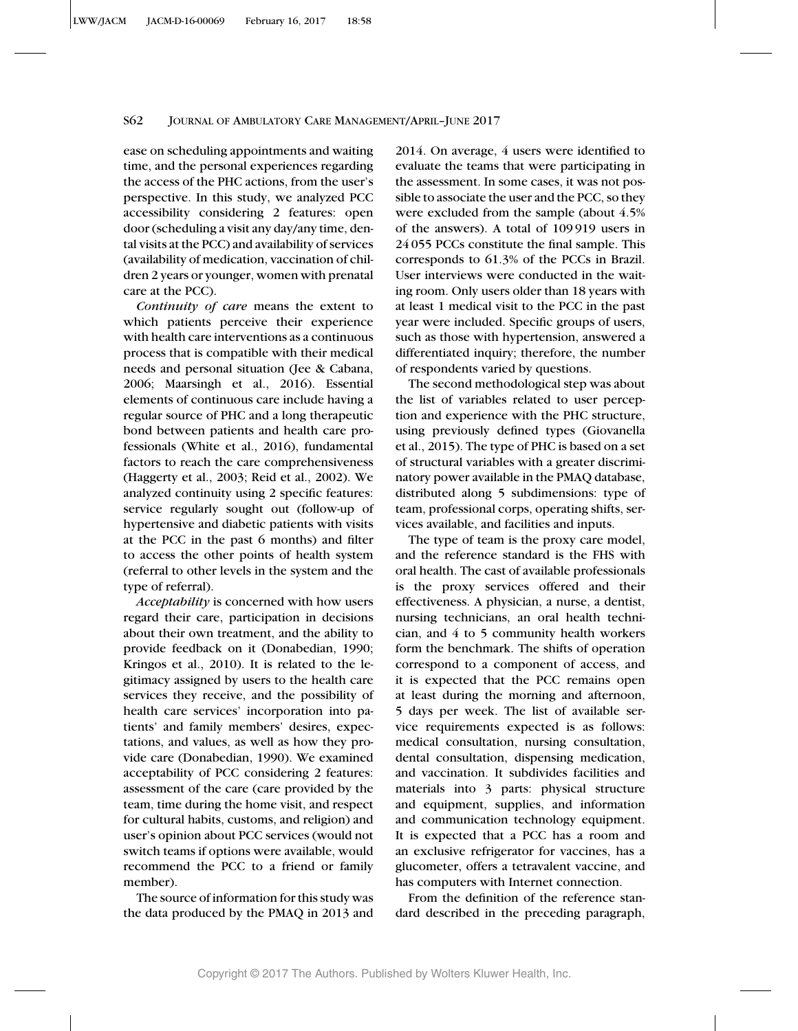ease on scheduling appointments and waiting time, and the personal experiences regarding the access of the PHC actions, from the user's perspective. In this study, we analyzed PCC accessibility considering 2 features: open door (scheduling a visit any day/any time, dental visits at the PCC) and availability of services (availability of medication, vaccination of children 2 years or younger, women with prenatal care at the PCC).

*Continuity of care* means the extent to which patients perceive their experience with health care interventions as a continuous process that is compatible with their medical needs and personal situation (Jee & Cabana, 2006; Maarsingh et al., 2016). Essential elements of continuous care include having a regular source of PHC and a long therapeutic bond between patients and health care professionals (White et al., 2016), fundamental factors to reach the care comprehensiveness (Haggerty et al., 2003; Reid et al., 2002). We analyzed continuity using 2 specific features: service regularly sought out (follow-up of hypertensive and diabetic patients with visits at the PCC in the past 6 months) and filter to access the other points of health system (referral to other levels in the system and the type of referral).

*Acceptability* is concerned with how users regard their care, participation in decisions about their own treatment, and the ability to provide feedback on it (Donabedian, 1990; Kringos et al., 2010). It is related to the legitimacy assigned by users to the health care services they receive, and the possibility of health care services' incorporation into patients' and family members' desires, expectations, and values, as well as how they provide care (Donabedian, 1990). We examined acceptability of PCC considering 2 features: assessment of the care (care provided by the team, time during the home visit, and respect for cultural habits, customs, and religion) and user's opinion about PCC services (would not switch teams if options were available, would recommend the PCC to a friend or family member).

The source of information for this study was the data produced by the PMAQ in 2013 and 2014. On average, 4 users were identified to evaluate the teams that were participating in the assessment. In some cases, it was not possible to associate the user and the PCC, so they were excluded from the sample (about 4.5% of the answers). A total of 109 919 users in 24 055 PCCs constitute the final sample. This corresponds to 61.3% of the PCCs in Brazil. User interviews were conducted in the waiting room. Only users older than 18 years with at least 1 medical visit to the PCC in the past year were included. Specific groups of users, such as those with hypertension, answered a differentiated inquiry; therefore, the number of respondents varied by questions.

The second methodological step was about the list of variables related to user perception and experience with the PHC structure, using previously defined types (Giovanella et al., 2015). The type of PHC is based on a set of structural variables with a greater discriminatory power available in the PMAQ database, distributed along 5 subdimensions: type of team, professional corps, operating shifts, services available, and facilities and inputs.

The type of team is the proxy care model, and the reference standard is the FHS with oral health. The cast of available professionals is the proxy services offered and their effectiveness. A physician, a nurse, a dentist, nursing technicians, an oral health technician, and 4 to 5 community health workers form the benchmark. The shifts of operation correspond to a component of access, and it is expected that the PCC remains open at least during the morning and afternoon, 5 days per week. The list of available service requirements expected is as follows: medical consultation, nursing consultation, dental consultation, dispensing medication, and vaccination. It subdivides facilities and materials into 3 parts: physical structure and equipment, supplies, and information and communication technology equipment. It is expected that a PCC has a room and an exclusive refrigerator for vaccines, has a glucometer, offers a tetravalent vaccine, and has computers with Internet connection.

From the definition of the reference standard described in the preceding paragraph,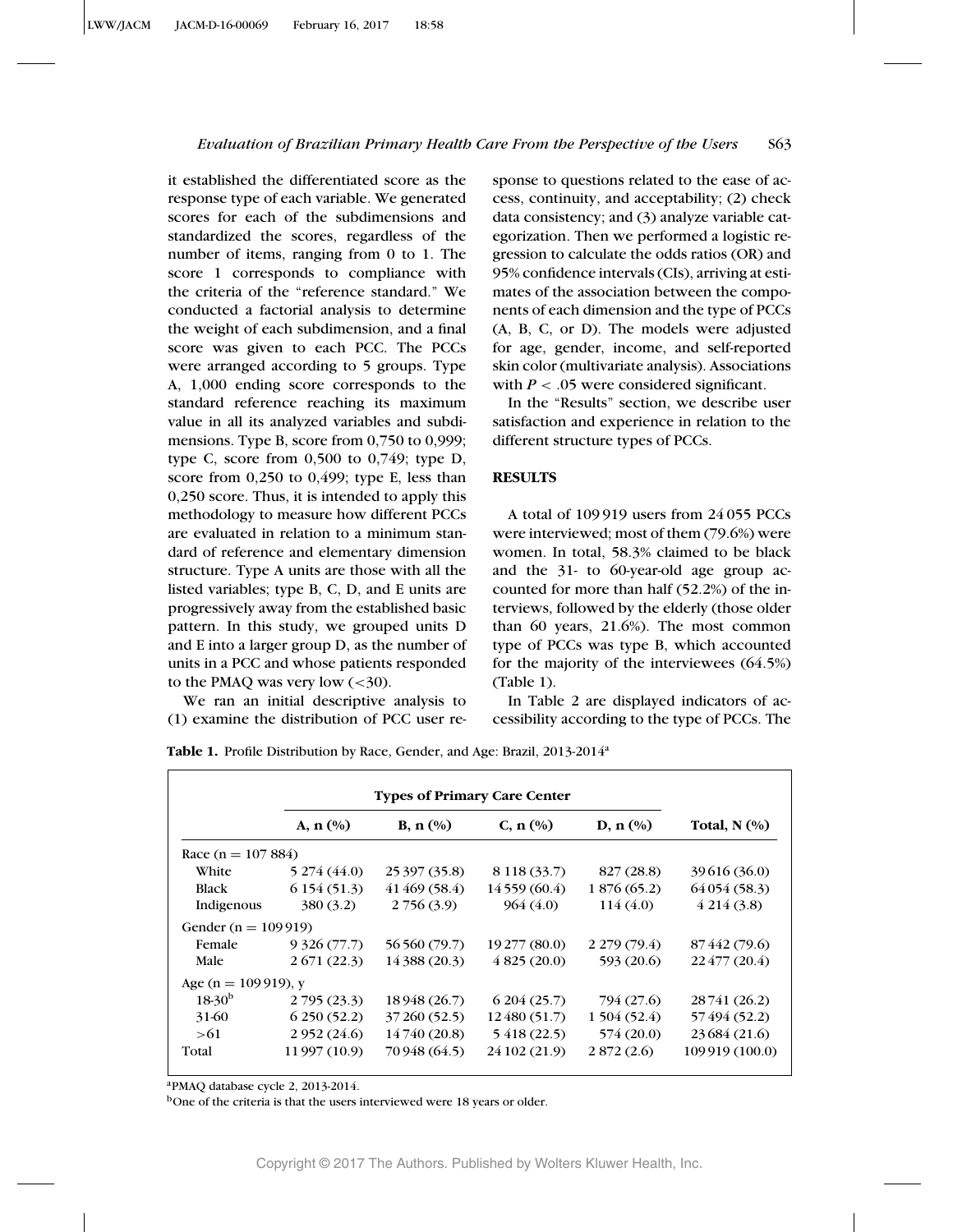it established the differentiated score as the response type of each variable. We generated scores for each of the subdimensions and standardized the scores, regardless of the number of items, ranging from 0 to 1. The score 1 corresponds to compliance with the criteria of the "reference standard." We conducted a factorial analysis to determine the weight of each subdimension, and a final score was given to each PCC. The PCCs were arranged according to 5 groups. Type A, 1,000 ending score corresponds to the standard reference reaching its maximum value in all its analyzed variables and subdimensions. Type B, score from 0,750 to 0,999; type C, score from 0,500 to 0,749; type D, score from 0,250 to 0,499; type E, less than 0,250 score. Thus, it is intended to apply this methodology to measure how different PCCs are evaluated in relation to a minimum standard of reference and elementary dimension structure. Type A units are those with all the listed variables; type B, C, D, and E units are progressively away from the established basic pattern. In this study, we grouped units D and E into a larger group D, as the number of units in a PCC and whose patients responded to the PMAQ was very low (<30).

We ran an initial descriptive analysis to (1) examine the distribution of PCC user response to questions related to the ease of access, continuity, and acceptability; (2) check data consistency; and (3) analyze variable categorization. Then we performed a logistic regression to calculate the odds ratios (OR) and 95% confidence intervals (CIs), arriving at estimates of the association between the components of each dimension and the type of PCCs (A, B, C, or D). The models were adjusted for age, gender, income, and self-reported skin color (multivariate analysis). Associations with $P < .05$ were considered significant.

In the "Results" section, we describe user satisfaction and experience in relation to the different structure types of PCCs.

## RESULTS

A total of 109 919 users from 24 055 PCCs were interviewed; most of them (79.6%) were women. In total, 58.3% claimed to be black and the 31- to 60-year-old age group accounted for more than half (52.2%) of the interviews, followed by the elderly (those older than 60 years, 21.6%). The most common type of PCCs was type B, which accounted for the majority of the interviewees (64.5%) (Table 1).

In Table 2 are displayed indicators of accessibility according to the type of PCCs. The

**Table 1.** Profile Distribution by Race, Gender, and Age: Brazil, 2013-2014[a]

| | Types of Primary Care Center | | | | |
|---|---|---|---|---|---|
| | A, n (%) | B, n (%) | C, n (%) | D, n (%) | Total, N (%) |
| Race (n = 107 884) | | | | | |
| White | 5 274 (44.0) | 25 397 (35.8) | 8 118 (33.7) | 827 (28.8) | 39 616 (36.0) |
| Black | 6 154 (51.3) | 41 469 (58.4) | 14 559 (60.4) | 1 876 (65.2) | 64 054 (58.3) |
| Indigenous | 380 (3.2) | 2 756 (3.9) | 964 (4.0) | 114 (4.0) | 4 214 (3.8) |
| Gender (n = 109 919) | | | | | |
| Female | 9 326 (77.7) | 56 560 (79.7) | 19 277 (80.0) | 2 279 (79.4) | 87 442 (79.6) |
| Male | 2 671 (22.3) | 14 388 (20.3) | 4 825 (20.0) | 593 (20.6) | 22 477 (20.4) |
| Age (n = 109 919), y | | | | | |
| 18-30[b] | 2 795 (23.3) | 18 948 (26.7) | 6 204 (25.7) | 794 (27.6) | 28 741 (26.2) |
| 31-60 | 6 250 (52.2) | 37 260 (52.5) | 12 480 (51.7) | 1 504 (52.4) | 57 494 (52.2) |
| >61 | 2 952 (24.6) | 14 740 (20.8) | 5 418 (22.5) | 574 (20.0) | 23 684 (21.6) |
| Total | 11 997 (10.9) | 70 948 (64.5) | 24 102 (21.9) | 2 872 (2.6) | 109 919 (100.0) |

[a]PMAQ database cycle 2, 2013-2014.

[b]One of the criteria is that the users interviewed were 18 years or older.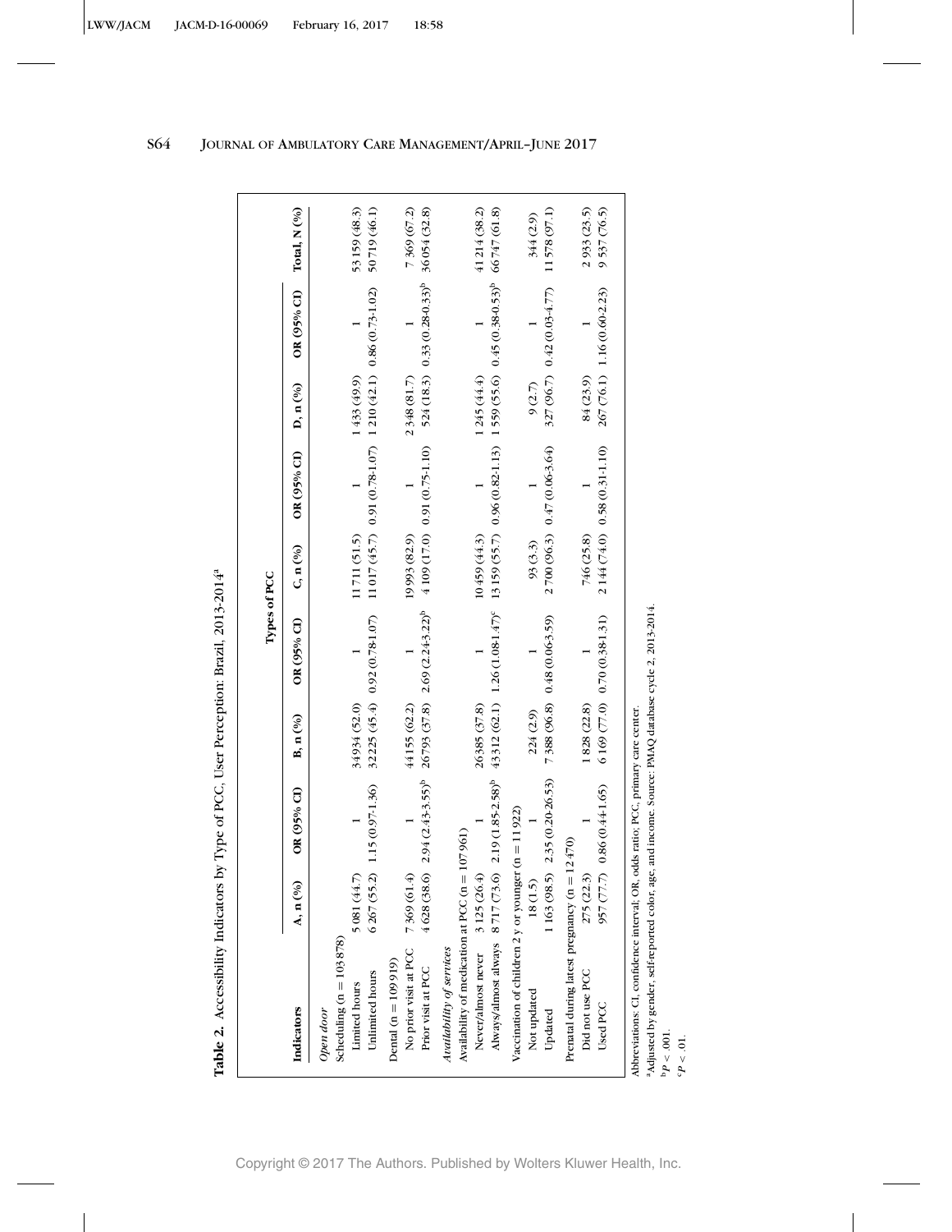**Table 2.** Accessibility Indicators by Type of PCC, User Perception: Brazil, 2013-2014[a]

| | Types of PCC | | | | | | | | |
|---|---|---|---|---|---|---|---|---|---|
| **Indicators** | **A, n (%)** | **OR (95% CI)** | **B, n (%)** | **OR (95% CI)** | **C, n (%)** | **OR (95% CI)** | **D, n (%)** | **OR (95% CI)** | **Total, N (%)** |
| *Open door* | | | | | | | | | |
| Scheduling (n = 103 878) | | | | | | | | | |
| Limited hours | 5 081 (44.7) | 1 | 34 934 (52.0) | 1 | 11 711 (51.5) | 1 | 1 433 (49.9) | 1 | 53 159 (48.3) |
| Unlimited hours | 6 267 (55.2) | 1.15 (0.97-1.36) | 32 225 (45.4) | 0.92 (0.78-1.07) | 11 017 (45.7) | 0.91 (0.78-1.07) | 1 210 (42.1) | 0.86 (0.73-1.02) | 50 719 (46.1) |
| Dental (n = 109 919) | | | | | | | | | |
| No prior visit at PCC | 7 369 (61.4) | 1 | 44 155 (62.2) | 1 | 19 993 (82.9) | 1 | 2 348 (81.7) | 1 | 7 369 (67.2) |
| Prior visit at PCC | 4 628 (38.6) | 2.94 (2.43-3.55)[b] | 26 793 (37.8) | 2.69 (2.24-3.22)[b] | 4 109 (17.0) | 0.91 (0.75-1.10) | 524 (18.3) | 0.33 (0.28-0.33)[b] | 36 054 (32.8) |
| *Availability of services* | | | | | | | | | |
| Availability of medication at PCC (n = 107 961) | | | | | | | | | |
| Never/almost never | 3 125 (26.4) | 1 | 26385 (37.8) | 1 | 10 459 (44.3) | 1 | 1 245 (44.4) | 1 | 41 214 (38.2) |
| Always/almost always | 8 717 (73.6) | 2.19 (1.85-2.58)[b] | 43312 (62.1) | 1.26 (1.08-1.47)[c] | 13 159 (55.7) | 0.96 (0.82-1.13) | 1 559 (55.6) | 0.45 (0.38-0.53)[b] | 66 747 (61.8) |
| Vaccination of children 2 y or younger (n = 11 922) | | | | | | | | | |
| Not updated | 18 (1.5) | 1 | 224 (2.9) | 1 | 93 (3.3) | 1 | 9 (2.7) | 1 | 344 (2.9) |
| Updated | 1 163 (98.5) | 2.35 (0.20-26.53) | 7 388 (96.8) | 0.48 (0.06-3.59) | 2 700 (96.3) | 0.47 (0.06-3.64) | 327 (96.7) | 0.42 (0.03-4.77) | 11 578 (97.1) |
| Prenatal during latest pregnancy (n = 12 470) | | | | | | | | | |
| Did not use PCC | 275 (22.3) | 1 | 1 828 (22.8) | 1 | 746 (25.8) | 1 | 84 (23.9) | 1 | 2 933 (23.5) |
| Used PCC | 957 (77.7) | 0.86 (0.44-1.65) | 6 169 (77.0) | 0.70 (0.38-1.31) | 2 144 (74.0) | 0.58 (0.31-1.10) | 267 (76.1) | 1.16 (0.60-2.23) | 9 537 (76.5) |

Abbreviations: CI, confidence interval; OR, odds ratio; PCC, primary care center.
[a]Adjusted by gender, self-reported color, age, and income. Source: PMAQ database cycle 2, 2013-2014.
[b]$P < .001$.
[c]$P < .01$.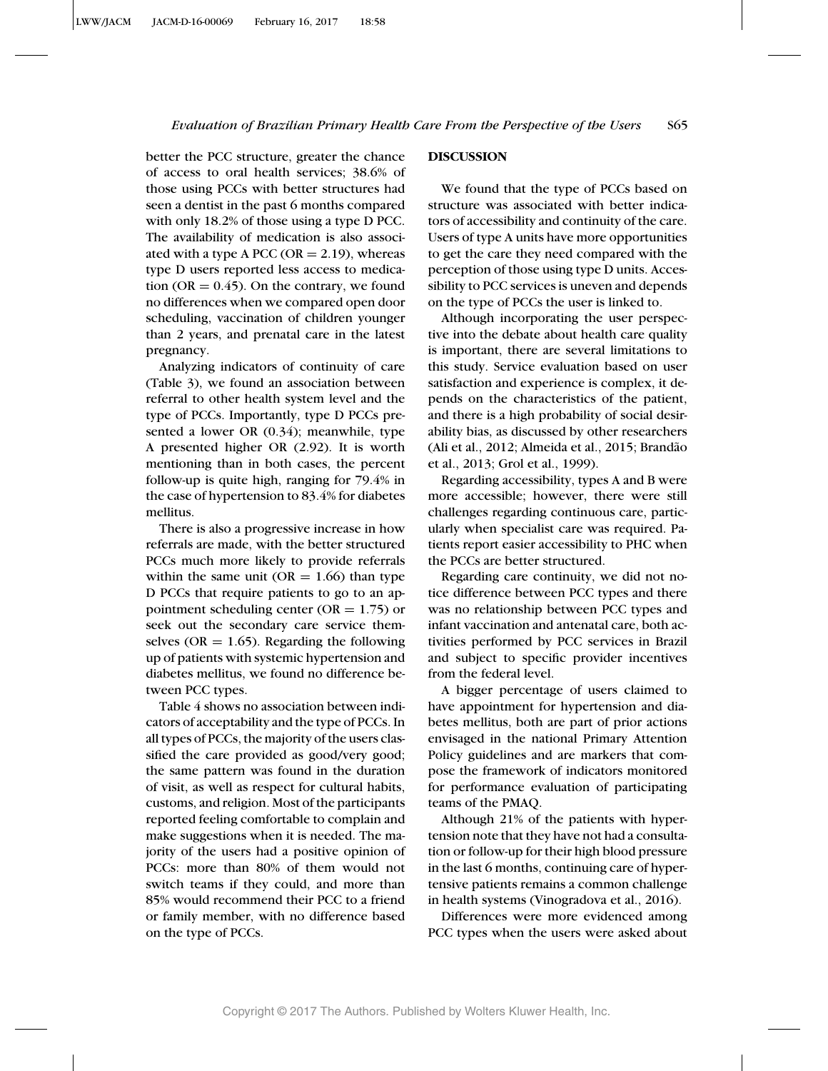better the PCC structure, greater the chance of access to oral health services; 38.6% of those using PCCs with better structures had seen a dentist in the past 6 months compared with only 18.2% of those using a type D PCC. The availability of medication is also associated with a type A PCC (OR = 2.19), whereas type D users reported less access to medication (OR = 0.45). On the contrary, we found no differences when we compared open door scheduling, vaccination of children younger than 2 years, and prenatal care in the latest pregnancy.

Analyzing indicators of continuity of care (Table 3), we found an association between referral to other health system level and the type of PCCs. Importantly, type D PCCs presented a lower OR (0.34); meanwhile, type A presented higher OR (2.92). It is worth mentioning than in both cases, the percent follow-up is quite high, ranging for 79.4% in the case of hypertension to 83.4% for diabetes mellitus.

There is also a progressive increase in how referrals are made, with the better structured PCCs much more likely to provide referrals within the same unit (OR = 1.66) than type D PCCs that require patients to go to an appointment scheduling center (OR = 1.75) or seek out the secondary care service themselves (OR = 1.65). Regarding the following up of patients with systemic hypertension and diabetes mellitus, we found no difference between PCC types.

Table 4 shows no association between indicators of acceptability and the type of PCCs. In all types of PCCs, the majority of the users classified the care provided as good/very good; the same pattern was found in the duration of visit, as well as respect for cultural habits, customs, and religion. Most of the participants reported feeling comfortable to complain and make suggestions when it is needed. The majority of the users had a positive opinion of PCCs: more than 80% of them would not switch teams if they could, and more than 85% would recommend their PCC to a friend or family member, with no difference based on the type of PCCs.

## DISCUSSION

We found that the type of PCCs based on structure was associated with better indicators of accessibility and continuity of the care. Users of type A units have more opportunities to get the care they need compared with the perception of those using type D units. Accessibility to PCC services is uneven and depends on the type of PCCs the user is linked to.

Although incorporating the user perspective into the debate about health care quality is important, there are several limitations to this study. Service evaluation based on user satisfaction and experience is complex, it depends on the characteristics of the patient, and there is a high probability of social desirability bias, as discussed by other researchers (Ali et al., 2012; Almeida et al., 2015; Brandão et al., 2013; Grol et al., 1999).

Regarding accessibility, types A and B were more accessible; however, there were still challenges regarding continuous care, particularly when specialist care was required. Patients report easier accessibility to PHC when the PCCs are better structured.

Regarding care continuity, we did not notice difference between PCC types and there was no relationship between PCC types and infant vaccination and antenatal care, both activities performed by PCC services in Brazil and subject to specific provider incentives from the federal level.

A bigger percentage of users claimed to have appointment for hypertension and diabetes mellitus, both are part of prior actions envisaged in the national Primary Attention Policy guidelines and are markers that compose the framework of indicators monitored for performance evaluation of participating teams of the PMAQ.

Although 21% of the patients with hypertension note that they have not had a consultation or follow-up for their high blood pressure in the last 6 months, continuing care of hypertensive patients remains a common challenge in health systems (Vinogradova et al., 2016).

Differences were more evidenced among PCC types when the users were asked about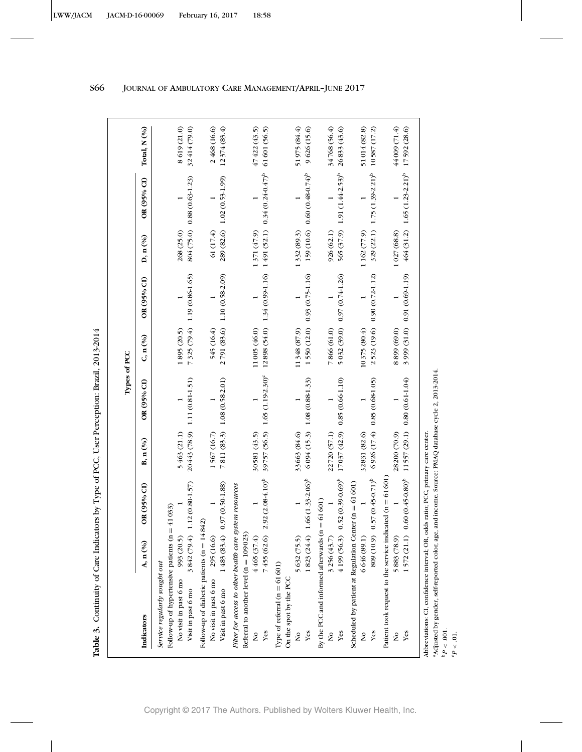**Table 3.** Continuity of Care Indicators by Type of PCC, User Perception: Brazil, 2013-2014

| Indicators | Types of PCC | | | | | | | | Total, N (%) |
|---|---|---|---|---|---|---|---|---|---|
| | A, n (%) | OR (95% CI) | B, n (%) | OR (95% CI) | C, n (%) | OR (95% CI) | D, n (%) | OR (95% CI) | |
| *Service regularly sought out* | | | | | | | | | |
| Follow-up of hypertensive patients (n = 41 033) | | | | | | | | | |
| No visit in past 6 mo | 993 (20.5) | 1 | 5 463 (21.1) | 1 | 1 895 (20.5) | 1 | 268 (25.0) | 1 | 8 619 (21.0) |
| Visit in past 6 mo | 3 842 (79.4) | 1.12 (0.80-1.57) | 20443 (78.9) | 1.11 (0.81-1.51) | 7 325 (79.4) | 1.19 (0.86-1.65) | 804 (75.0) | 0.88 (0.63-1.23) | 32 414 (79.0) |
| Follow-up of diabetic patients (n = 14 842) | | | | | | | | | |
| No visit in past 6 mo | 295 (16.6) | 1 | 1 567 (16.7) | 1 | 545 (16.4) | 1 | 61 (17.4) | 1 | 2 468 (16.6) |
| Visit in past 6 mo | 1 483 (83.4) | 0.97 (0.50-1.88) | 7 811 (83.3) | 1.08 (0.58-2.01) | 2 791 (83.6) | 1.10 (0.58-2.09) | 289 (82.6) | 1.02 (0.53-1.99) | 12 374 (83.4) |
| *Filter for access to other health care system resources* | | | | | | | | | |
| Referral to another level (n = 109 023) | | | | | | | | | |
| No | 4 465 (37.4) | 1 | 30 581 (43.5) | 1 | 11 005 (46.0) | 1 | 1 371 (47.9) | 1 | 47 422 (43.5) |
| Yes | 7 455 (62.6) | 2.92 (2.08-4.10)[b] | 39 757 (56.5) | 1.65 (1.19-2.30)[c] | 12 898 (54.0) | 1.34 (0.99-1.16) | 1 491 (52.1) | 0.34 (0.24-0.47)[b] | 61 601 (56.5) |
| Type of referral (n = 61 601) | | | | | | | | | |
| On the spot by the PCC | | | | | | | | | |
| No | 5 632 (75.5) | 1 | 33 663 (84.6) | 1 | 11 348 (87.9) | 1 | 1 332 (89.3) | 1 | 51 975 (84.4) |
| Yes | 1 823 (24.4) | 1.66 (1.33-2.06)[b] | 6 094 (15.3) | 1.08 (0.88-1.33) | 1 550 (12.0) | 0.93 (0.75-1.16) | 159 (10.6) | 0.60 (0.48-0.74)[b] | 9 626 (15.6) |
| By the PCC and informed afterwards (n = 61 601) | | | | | | | | | |
| No | 3 256 (43.7) | 1 | 22 720 (57.1) | 1 | 7 866 (61.0) | 1 | 926 (62.1) | 1 | 34 768 (56.4) |
| Yes | 4 199 (56.3) | 0.52 (0.39-0.69)[b] | 17 037 (42.9) | 0.85 (0.66-1.10) | 5 032 (39.0) | 0.97 (0.74-1.26) | 565 (37.9) | 1.91 (1.44-2.53)[b] | 26 833 (43.6) |
| Scheduled by patient at Regulation Center (n = 61 601) | | | | | | | | | |
| No | 6 646 (89.1) | 1 | 32 831 (82.6) | 1 | 10 375 (80.4) | 1 | 1 162 (77.9) | 1 | 51 014 (82.8) |
| Yes | 809 (10.9) | 0.57 (0.45-0.71)[b] | 6 926 (17.4) | 0.85 (0.68-1.05) | 2 523 (19.6) | 0.90 (0.72-1.12) | 329 (22.1) | 1.75 (1.39-2.21)[b] | 10 587 (17.2) |
| Patient took request to the service indicated (n = 61 601) | | | | | | | | | |
| No | 5 883 (78.9) | 1 | 28 200 (70.9) | 1 | 8 899 (69.0) | 1 | 1 027 (68.8) | 1 | 44 009 (71.4) |
| Yes | 1 572 (21.1) | 0.60 (0.45-0.80)[b] | 11 557 (29.1) | 0.80 (0.61-1.04) | 3 999 (31.0) | 0.91 (0.69-1.19) | 464 (31.2) | 1.65 (1.23-2.21)[b] | 17 592 (28.6) |

Abbreviations: CI, confidence interval; OR, odds ratio; PCC, primary care center.
[a]Adjusted by gender, self-reported color, age, and income. Source: PMAQ database cycle 2, 2013-2014.
[b]$P < .001$.
[c]$P < .01$.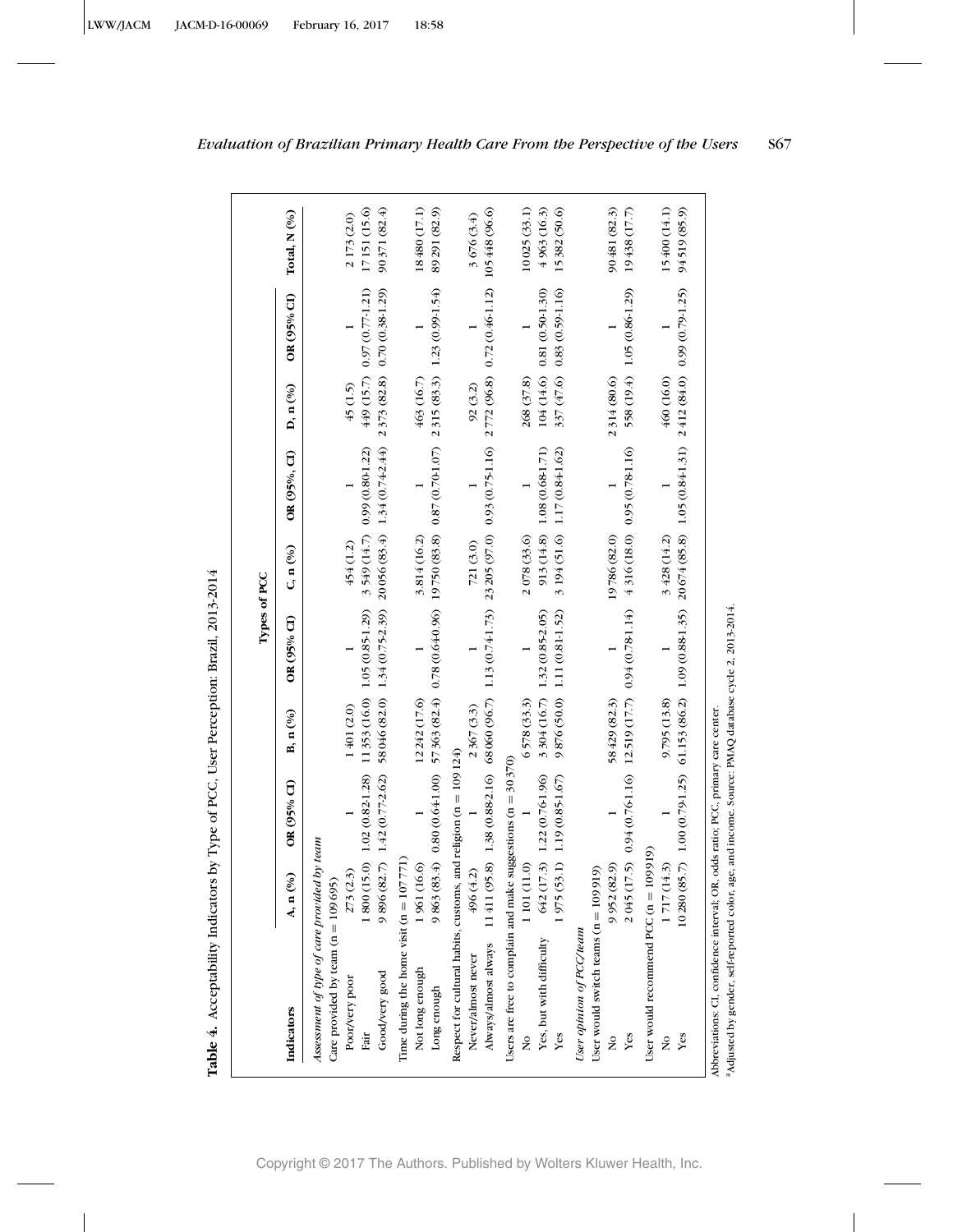**Table 4.** Acceptability Indicators by Type of PCC, User Perception: Brazil, 2013-2014

| | Types of PCC | | | | | | | | |
|---|---|---|---|---|---|---|---|---|---|
| Indicators | A, n (%) | OR (95% CI) | B, n (%) | OR (95% CI) | C, n (%) | OR (95%, CI) | D, n (%) | OR (95% CI) | Total, N (%) |
| *Assessment of type of care provided by team* | | | | | | | | | |
| Care provided by team (n = 109 695) | | | | | | | | | |
| Poor/very poor | 273 (2.3) | 1 | 1 401 (2.0) | 1 | 454 (1.2) | 1 | 45 (1.5) | 1 | 2 173 (2.0) |
| Fair | 1 800 (15.0) | 1.02 (0.82-1.28) | 11 353 (16.0) | 1.05 (0.85-1.29) | 3 549 (14.7) | 0.99 (0.80-1.22) | 449 (15.7) | 0.97 (0.77-1.21) | 17 151 (15.6) |
| Good/very good | 9 896 (82.7) | 1.42 (0.77-2.62) | 58 046 (82.0) | 1.34 (0.75-2.39) | 20 056 (83.4) | 1.34 (0.74-2.44) | 2 373 (82.8) | 0.70 (0.38-1.29) | 90 371 (82.4) |
| Time during the home visit (n = 107 771) | | | | | | | | | |
| Not long enough | 1 961 (16.6) | 1 | 12 242 (17.6) | 1 | 3 814 (16.2) | 1 | 463 (16.7) | 1 | 18 480 (17.1) |
| Long enough | 9 863 (83.4) | 0.80 (0.64-1.00) | 57 363 (82.4) | 0.78 (0.64-0.96) | 19 750 (83.8) | 0.87 (0.70-1.07) | 2 315 (83.3) | 1.23 (0.99-1.54) | 89 291 (82.9) |
| Respect for cultural habits, customs, and religion (n = 109 124) | | | | | | | | | |
| Never/almost never | 496 (4.2) | 1 | 2 367 (3.3) | 1 | 721 (3.0) | 1 | 92 (3.2) | 1 | 3 676 (3.4) |
| Always/almost always | 11 411 (95.8) | 1.38 (0.88-2.16) | 68 060 (96.7) | 1.13 (0.74-1.73) | 23 205 (97.0) | 0.93 (0.75-1.16) | 2 772 (96.8) | 0.72 (0.46-1.12) | 105 448 (96.6) |
| Users are free to complain and make suggestions (n = 30 370) | | | | | | | | | |
| No | 1 101 (11.0) | 1 | 6 578 (33.3) | 1 | 2 078 (33.6) | 1 | 268 (37.8) | 1 | 10 025 (33.1) |
| Yes, but with difficulty | 642 (17.3) | 1.22 (0.76-1.96) | 3 304 (16.7) | 1.32 (0.85-2.05) | 913 (14.8) | 1.08 (0.68-1.71) | 104 (14.6) | 0.81 (0.50-1.30) | 4 963 (16.3) |
| Yes | 1 975 (53.1) | 1.19 (0.85-1.67) | 9 876 (50.0) | 1.11 (0.81-1.52) | 3 194 (51.6) | 1.17 (0.84-1.62) | 337 (47.6) | 0.83 (0.59-1.16) | 15 382 (50.6) |
| *User opinion of PCC/team* | | | | | | | | | |
| User would switch teams (n = 109 919) | | | | | | | | | |
| No | 9 952 (82.9) | 1 | 58 429 (82.3) | 1 | 19 786 (82.0) | 1 | 2 314 (80.6) | 1 | 90 481 (82.3) |
| Yes | 2 045 (17.5) | 0.94 (0.76-1.16) | 12 519 (17.7) | 0.94 (0.78-1.14) | 4 316 (18.0) | 0.95 (0.78-1.16) | 558 (19.4) | 1.05 (0.86-1.29) | 19 438 (17.7) |
| User would recommend PCC (n = 109 919) | | | | | | | | | |
| No | 1 717 (14.3) | 1 | 9 795 (13.8) | 1 | 3 428 (14.2) | 1 | 460 (16.0) | 1 | 15 400 (14.1) |
| Yes | 10 280 (85.7) | 1.00 (0.79-1.25) | 61 153 (86.2) | 1.09 (0.88-1.35) | 20 674 (85.8) | 1.05 (0.84-1.31) | 2 412 (84.0) | 0.99 (0.79-1.25) | 94 519 (85.9) |

Abbreviations: CI, confidence interval; OR, odds ratio; PCC, primary care center.
[a]Adjusted by gender, self-reported color, age, and income. Source: PMAQ database cycle 2, 2013-2014.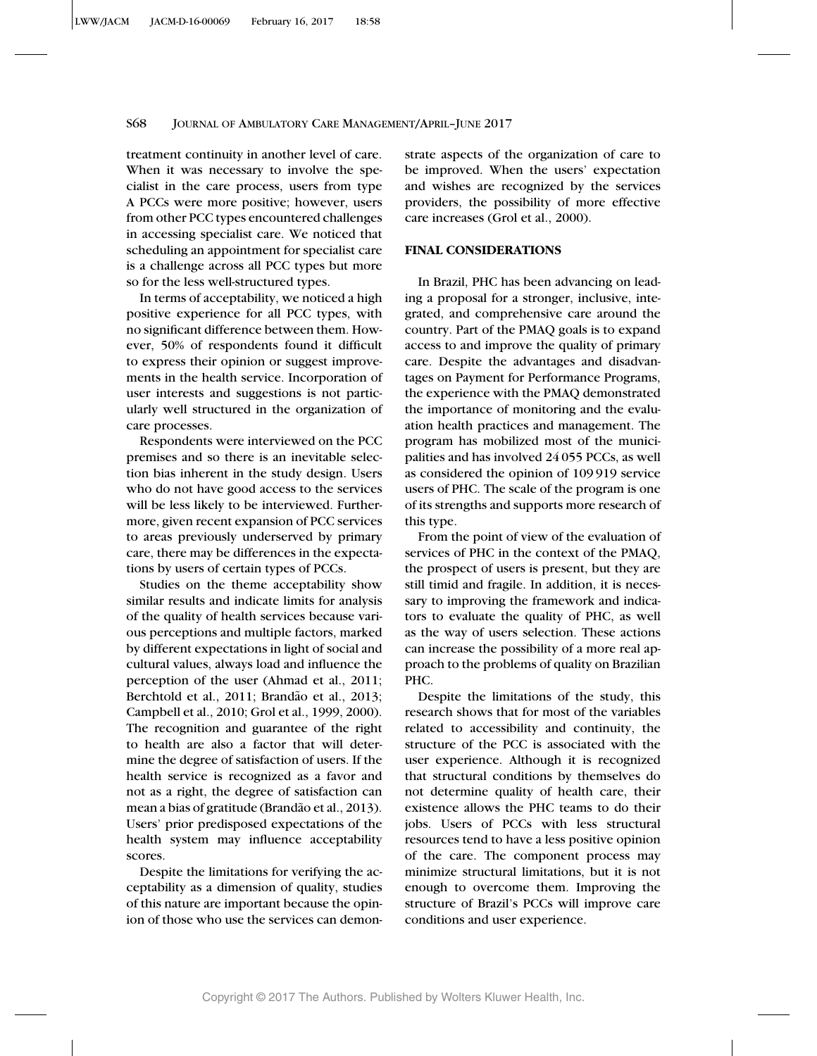treatment continuity in another level of care. When it was necessary to involve the specialist in the care process, users from type A PCCs were more positive; however, users from other PCC types encountered challenges in accessing specialist care. We noticed that scheduling an appointment for specialist care is a challenge across all PCC types but more so for the less well-structured types.

In terms of acceptability, we noticed a high positive experience for all PCC types, with no significant difference between them. However, 50% of respondents found it difficult to express their opinion or suggest improvements in the health service. Incorporation of user interests and suggestions is not particularly well structured in the organization of care processes.

Respondents were interviewed on the PCC premises and so there is an inevitable selection bias inherent in the study design. Users who do not have good access to the services will be less likely to be interviewed. Furthermore, given recent expansion of PCC services to areas previously underserved by primary care, there may be differences in the expectations by users of certain types of PCCs.

Studies on the theme acceptability show similar results and indicate limits for analysis of the quality of health services because various perceptions and multiple factors, marked by different expectations in light of social and cultural values, always load and influence the perception of the user (Ahmad et al., 2011; Berchtold et al., 2011; Brandão et al., 2013; Campbell et al., 2010; Grol et al., 1999, 2000). The recognition and guarantee of the right to health are also a factor that will determine the degree of satisfaction of users. If the health service is recognized as a favor and not as a right, the degree of satisfaction can mean a bias of gratitude (Brandão et al., 2013). Users' prior predisposed expectations of the health system may influence acceptability scores.

Despite the limitations for verifying the acceptability as a dimension of quality, studies of this nature are important because the opinion of those who use the services can demonstrate aspects of the organization of care to be improved. When the users' expectation and wishes are recognized by the services providers, the possibility of more effective care increases (Grol et al., 2000).

## FINAL CONSIDERATIONS

In Brazil, PHC has been advancing on leading a proposal for a stronger, inclusive, integrated, and comprehensive care around the country. Part of the PMAQ goals is to expand access to and improve the quality of primary care. Despite the advantages and disadvantages on Payment for Performance Programs, the experience with the PMAQ demonstrated the importance of monitoring and the evaluation health practices and management. The program has mobilized most of the municipalities and has involved 24 055 PCCs, as well as considered the opinion of 109 919 service users of PHC. The scale of the program is one of its strengths and supports more research of this type.

From the point of view of the evaluation of services of PHC in the context of the PMAQ, the prospect of users is present, but they are still timid and fragile. In addition, it is necessary to improving the framework and indicators to evaluate the quality of PHC, as well as the way of users selection. These actions can increase the possibility of a more real approach to the problems of quality on Brazilian PHC.

Despite the limitations of the study, this research shows that for most of the variables related to accessibility and continuity, the structure of the PCC is associated with the user experience. Although it is recognized that structural conditions by themselves do not determine quality of health care, their existence allows the PHC teams to do their jobs. Users of PCCs with less structural resources tend to have a less positive opinion of the care. The component process may minimize structural limitations, but it is not enough to overcome them. Improving the structure of Brazil's PCCs will improve care conditions and user experience.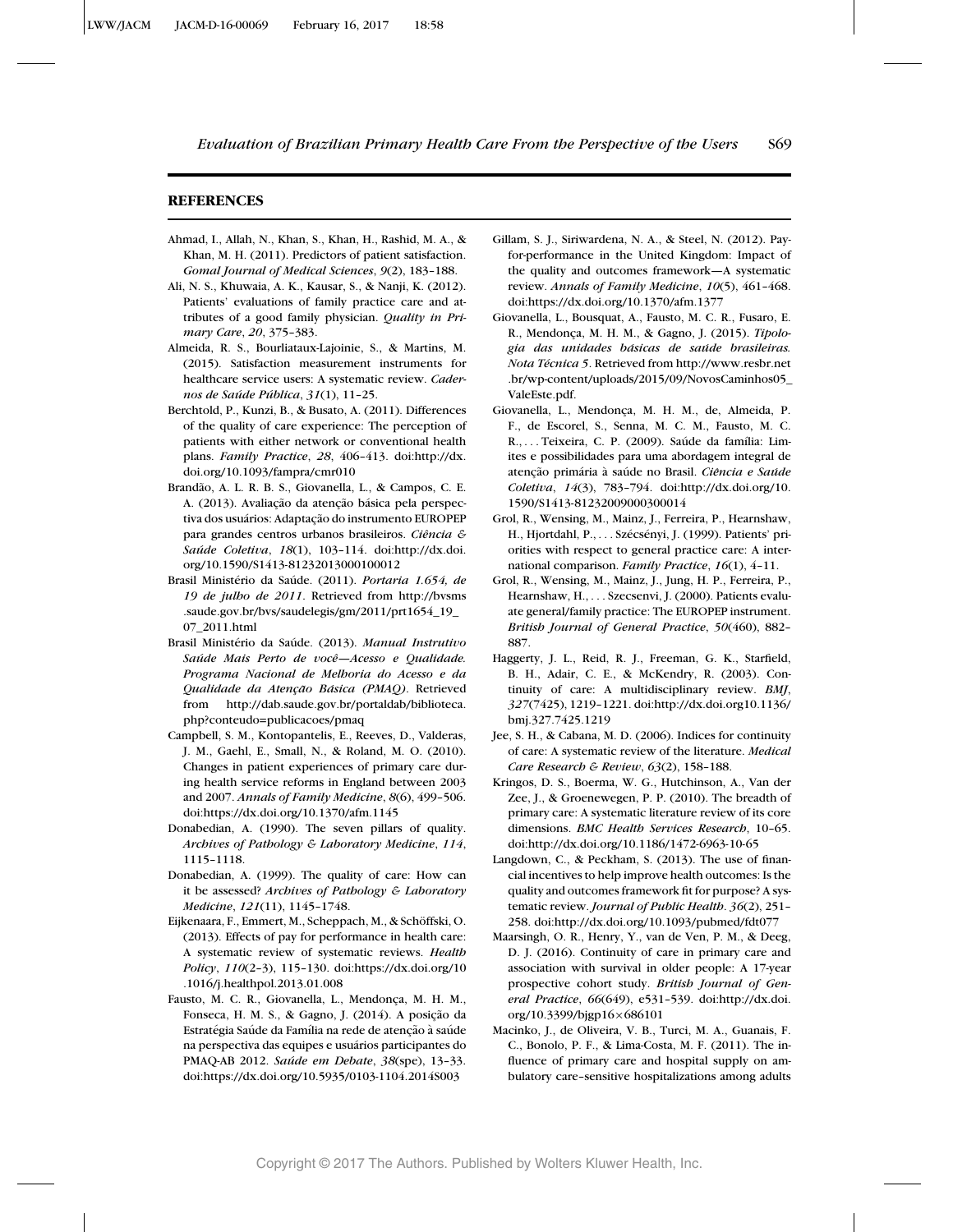## REFERENCES

Ahmad, I., Allah, N., Khan, S., Khan, H., Rashid, M. A., & Khan, M. H. (2011). Predictors of patient satisfaction. *Gomal Journal of Medical Sciences*, *9*(2), 183–188.

Ali, N. S., Khuwaia, A. K., Kausar, S., & Nanji, K. (2012). Patients' evaluations of family practice care and attributes of a good family physician. *Quality in Primary Care*, *20*, 375–383.

Almeida, R. S., Bourliataux-Lajoinie, S., & Martins, M. (2015). Satisfaction measurement instruments for healthcare service users: A systematic review. *Cadernos de Saúde Pública*, *31*(1), 11–25.

Berchtold, P., Kunzi, B., & Busato, A. (2011). Differences of the quality of care experience: The perception of patients with either network or conventional health plans. *Family Practice*, *28*, 406–413. doi:http://dx.doi.org/10.1093/fampra/cmr010

Brandão, A. L. R. B. S., Giovanella, L., & Campos, C. E. A. (2013). Avaliação da atenção básica pela perspectiva dos usuários: Adaptação do instrumento EUROPEP para grandes centros urbanos brasileiros. *Ciência & Saúde Coletiva*, *18*(1), 103–114. doi:http://dx.doi.org/10.1590/S1413-81232013000100012

Brasil Ministério da Saúde. (2011). *Portaria 1.654, de 19 de julho de 2011*. Retrieved from http://bvsms.saude.gov.br/bvs/saudelegis/gm/2011/prt1654_19_07_2011.html

Brasil Ministério da Saúde. (2013). *Manual Instrutivo Saúde Mais Perto de você—Acesso e Qualidade. Programa Nacional de Melhoria do Acesso e da Qualidade da Atenção Básica (PMAQ)*. Retrieved from http://dab.saude.gov.br/portaldab/biblioteca.php?conteudo=publicacoes/pmaq

Campbell, S. M., Kontopantelis, E., Reeves, D., Valderas, J. M., Gaehl, E., Small, N., & Roland, M. O. (2010). Changes in patient experiences of primary care during health service reforms in England between 2003 and 2007. *Annals of Family Medicine*, *8*(6), 499–506. doi:https://dx.doi.org/10.1370/afm.1145

Donabedian, A. (1990). The seven pillars of quality. *Archives of Pathology & Laboratory Medicine*, *114*, 1115–1118.

Donabedian, A. (1999). The quality of care: How can it be assessed? *Archives of Pathology & Laboratory Medicine*, *121*(11), 1145–1748.

Eijkenaara, F., Emmert, M., Scheppach, M., & Schöffski, O. (2013). Effects of pay for performance in health care: A systematic review of systematic reviews. *Health Policy*, *110*(2–3), 115–130. doi:https://dx.doi.org/10.1016/j.healthpol.2013.01.008

Fausto, M. C. R., Giovanella, L., Mendonça, M. H. M., Fonseca, H. M. S., & Gagno, J. (2014). A posição da Estratégia Saúde da Família na rede de atenção à saúde na perspectiva das equipes e usuários participantes do PMAQ-AB 2012. *Saúde em Debate*, *38*(spe), 13–33. doi:https://dx.doi.org/10.5935/0103-1104.2014S003

Gillam, S. J., Siriwardena, N. A., & Steel, N. (2012). Pay-for-performance in the United Kingdom: Impact of the quality and outcomes framework—A systematic review. *Annals of Family Medicine*, *10*(5), 461–468. doi:https://dx.doi.org/10.1370/afm.1377

Giovanella, L., Bousquat, A., Fausto, M. C. R., Fusaro, E. R., Mendonça, M. H. M., & Gagno, J. (2015). *Tipologia das unidades básicas de saúde brasileiras. Nota Técnica 5*. Retrieved from http://www.resbr.net.br/wp-content/uploads/2015/09/NovosCaminhos05_ValeEste.pdf.

Giovanella, L., Mendonça, M. H. M., de, Almeida, P. F., de Escorel, S., Senna, M. C. M., Fausto, M. C. R., . . . Teixeira, C. P. (2009). Saúde da família: Limites e possibilidades para uma abordagem integral de atenção primária à saúde no Brasil. *Ciência e Saúde Coletiva*, *14*(3), 783–794. doi:http://dx.doi.org/10.1590/S1413-81232009000300014

Grol, R., Wensing, M., Mainz, J., Ferreira, P., Hearnshaw, H., Hjortdahl, P., . . . Szécsényi, J. (1999). Patients' priorities with respect to general practice care: An international comparison. *Family Practice*, *16*(1), 4–11.

Grol, R., Wensing, M., Mainz, J., Jung, H. P., Ferreira, P., Hearnshaw, H., . . . Szecsenvi, J. (2000). Patients evaluate general/family practice: The EUROPEP instrument. *British Journal of General Practice*, *50*(460), 882–887.

Haggerty, J. L., Reid, R. J., Freeman, G. K., Starfield, B. H., Adair, C. E., & McKendry, R. (2003). Continuity of care: A multidisciplinary review. *BMJ*, *327*(7425), 1219–1221. doi:http://dx.doi.org10.1136/bmj.327.7425.1219

Jee, S. H., & Cabana, M. D. (2006). Indices for continuity of care: A systematic review of the literature. *Medical Care Research & Review*, *63*(2), 158–188.

Kringos, D. S., Boerma, W. G., Hutchinson, A., Van der Zee, J., & Groenewegen, P. P. (2010). The breadth of primary care: A systematic literature review of its core dimensions. *BMC Health Services Research*, 10–65. doi:http://dx.doi.org/10.1186/1472-6963-10-65

Langdown, C., & Peckham, S. (2013). The use of financial incentives to help improve health outcomes: Is the quality and outcomes framework fit for purpose? A systematic review. *Journal of Public Health*. *36*(2), 251–258. doi:http://dx.doi.org/10.1093/pubmed/fdt077

Maarsingh, O. R., Henry, Y., van de Ven, P. M., & Deeg, D. J. (2016). Continuity of care in primary care and association with survival in older people: A 17-year prospective cohort study. *British Journal of General Practice*, *66*(649), e531–539. doi:http://dx.doi.org/10.3399/bjgp16×686101

Macinko, J., de Oliveira, V. B., Turci, M. A., Guanais, F. C., Bonolo, P. F., & Lima-Costa, M. F. (2011). The influence of primary care and hospital supply on ambulatory care–sensitive hospitalizations among adults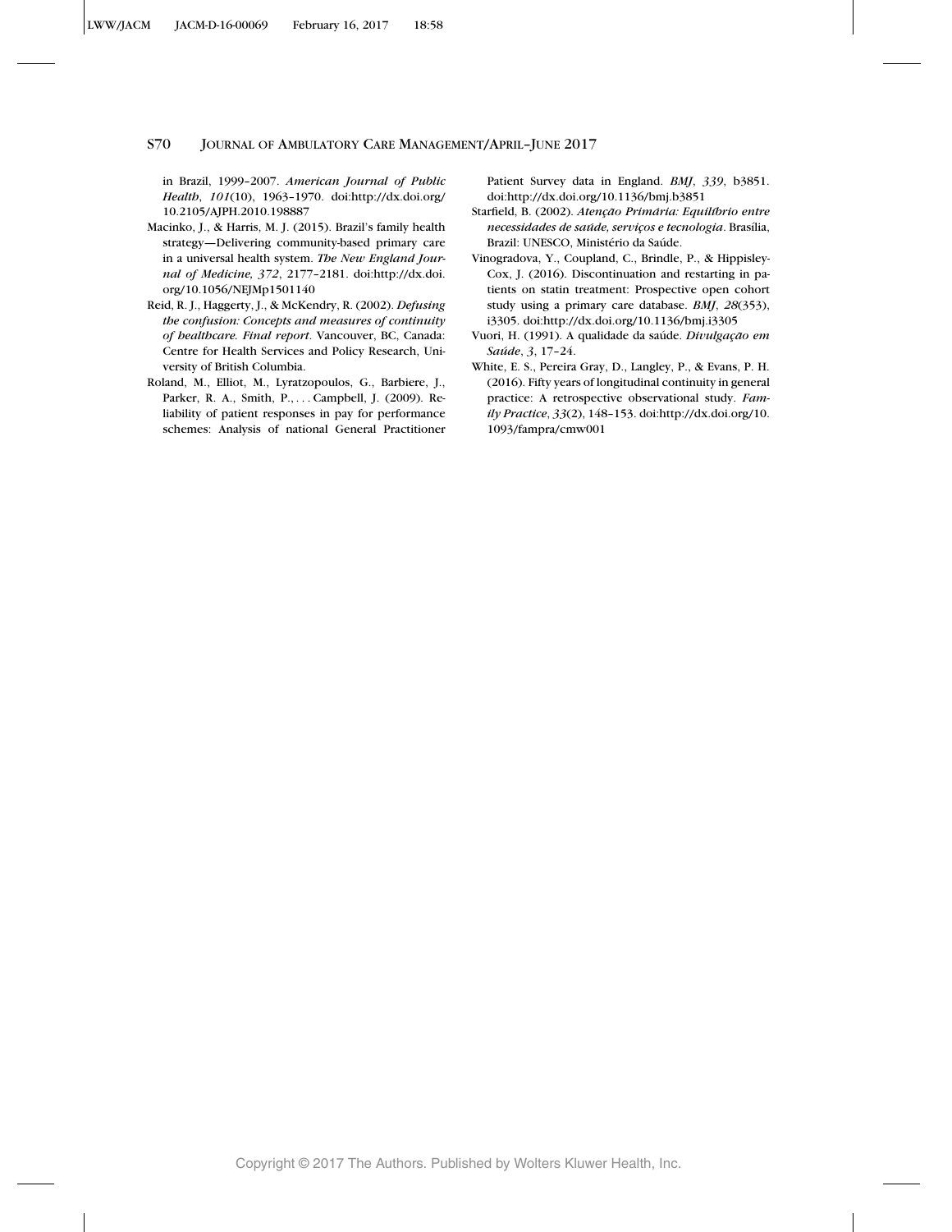in Brazil, 1999–2007. *American Journal of Public Health*, *101*(10), 1963–1970. doi:http://dx.doi.org/10.2105/AJPH.2010.198887

Macinko, J., & Harris, M. J. (2015). Brazil's family health strategy—Delivering community-based primary care in a universal health system. *The New England Journal of Medicine, 372*, 2177–2181. doi:http://dx.doi.org/10.1056/NEJMp1501140

Reid, R. J., Haggerty, J., & McKendry, R. (2002). *Defusing the confusion: Concepts and measures of continuity of healthcare. Final report*. Vancouver, BC, Canada: Centre for Health Services and Policy Research, University of British Columbia.

Roland, M., Elliot, M., Lyratzopoulos, G., Barbiere, J., Parker, R. A., Smith, P., . . . Campbell, J. (2009). Reliability of patient responses in pay for performance schemes: Analysis of national General Practitioner Patient Survey data in England. *BMJ*, *339*, b3851. doi:http://dx.doi.org/10.1136/bmj.b3851

Starfield, B. (2002). *Atenção Primária: Equilíbrio entre necessidades de saúde, serviços e tecnologia*. Brasília, Brazil: UNESCO, Ministério da Saúde.

Vinogradova, Y., Coupland, C., Brindle, P., & Hippisley-Cox, J. (2016). Discontinuation and restarting in patients on statin treatment: Prospective open cohort study using a primary care database. *BMJ*, *28*(353), i3305. doi:http://dx.doi.org/10.1136/bmj.i3305

Vuori, H. (1991). A qualidade da saúde. *Divulgação em Saúde*, *3*, 17–24.

White, E. S., Pereira Gray, D., Langley, P., & Evans, P. H. (2016). Fifty years of longitudinal continuity in general practice: A retrospective observational study. *Family Practice*, *33*(2), 148–153. doi:http://dx.doi.org/10.1093/fampra/cmw001